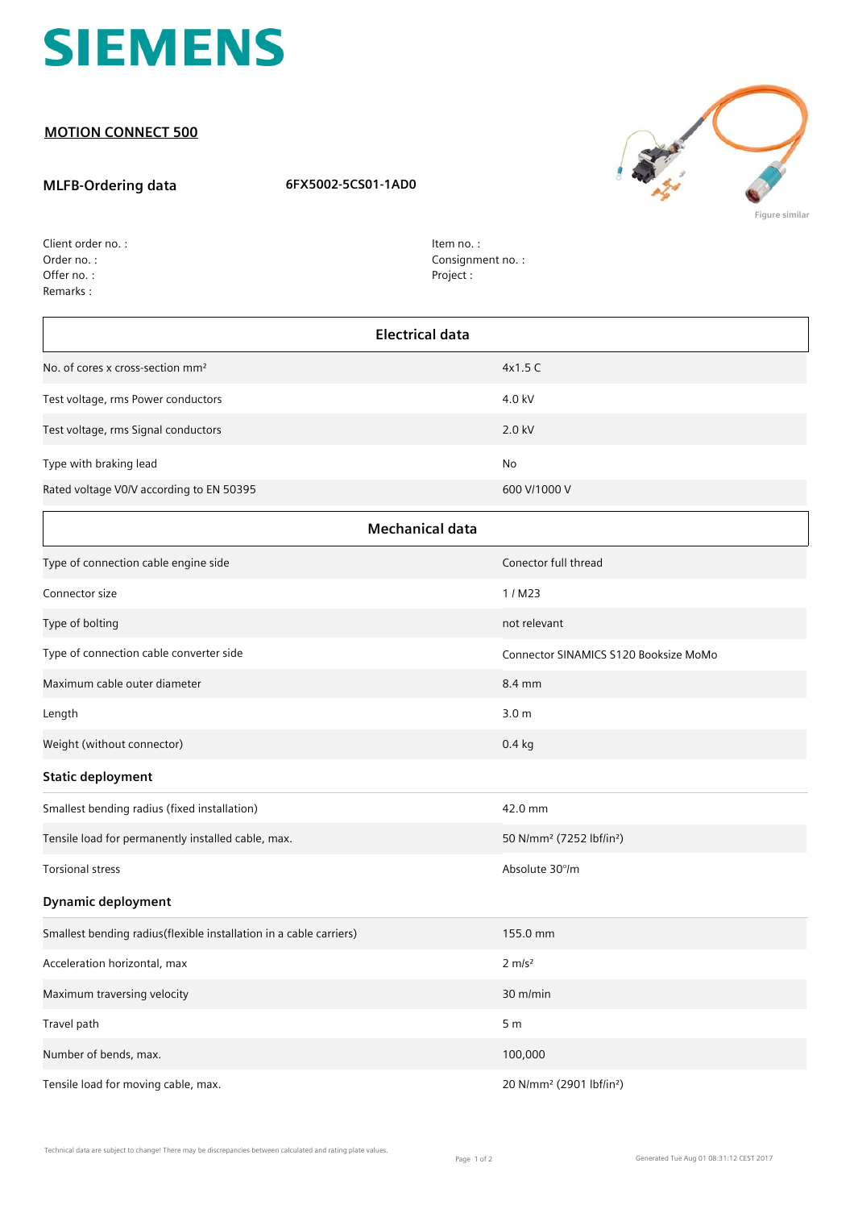# SIEMENS

## MOTION CONNECT 500

**MLFB-Ordering data** 6FX5002-5CS01-1AD0

Figure similar

Client order no. :
Order no. :
Offer no. :
Remarks :

Item no. :
Consignment no. :
Project :

| Electrical data | |
|---|---|
| No. of cores x cross-section mm² | 4x1.5 C |
| Test voltage, rms Power conductors | 4.0 kV |
| Test voltage, rms Signal conductors | 2.0 kV |
| Type with braking lead | No |
| Rated voltage V0/V according to EN 50395 | 600 V/1000 V |

| Mechanical data | |
|---|---|
| Type of connection cable engine side | Conector full thread |
| Connector size | 1 / M23 |
| Type of bolting | not relevant |
| Type of connection cable converter side | Connector SINAMICS S120 Booksize MoMo |
| Maximum cable outer diameter | 8.4 mm |
| Length | 3.0 m |
| Weight (without connector) | 0.4 kg |

**Static deployment**

| | |
|---|---|
| Smallest bending radius (fixed installation) | 42.0 mm |
| Tensile load for permanently installed cable, max. | 50 N/mm² (7252 lbf/in²) |
| Torsional stress | Absolute 30°/m |

**Dynamic deployment**

| | |
|---|---|
| Smallest bending radius(flexible installation in a cable carriers) | 155.0 mm |
| Acceleration horizontal, max | 2 m/s² |
| Maximum traversing velocity | 30 m/min |
| Travel path | 5 m |
| Number of bends, max. | 100,000 |
| Tensile load for moving cable, max. | 20 N/mm² (2901 lbf/in²) |

Technical data are subject to change! There may be discrepancies between calculated and rating plate values.

Generated Tue Aug 01 08:31:12 CEST 2017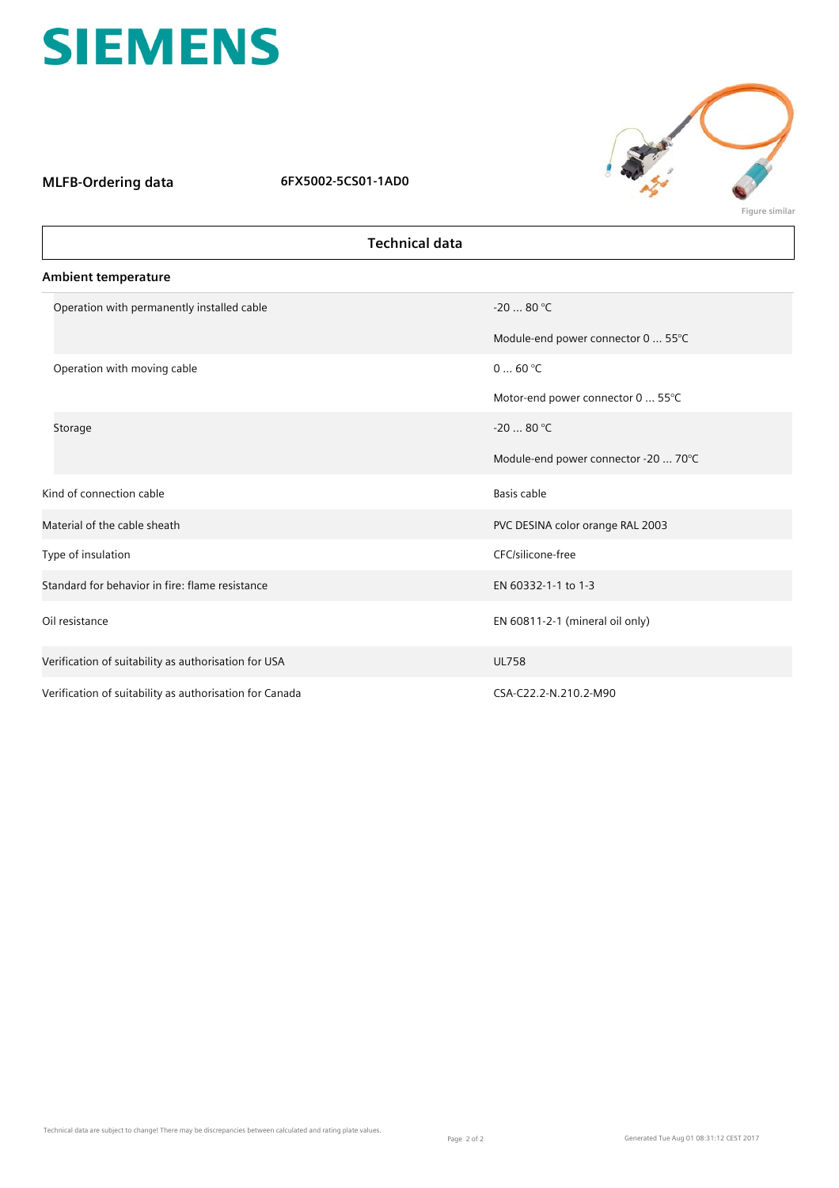**MLFB-Ordering data** **6FX5002-5CS01-1AD0**

Figure similar

## Technical data

| | |
|---|---|
| **Ambient temperature** | |
| Operation with permanently installed cable | -20 ... 80 °C |
| | Module-end power connector 0 ... 55°C |
| Operation with moving cable | 0 ... 60 °C |
| | Motor-end power connector 0 ... 55°C |
| Storage | -20 ... 80 °C |
| | Module-end power connector -20 ... 70°C |
| Kind of connection cable | Basis cable |
| Material of the cable sheath | PVC DESINA color orange RAL 2003 |
| Type of insulation | CFC/silicone-free |
| Standard for behavior in fire: flame resistance | EN 60332-1-1 to 1-3 |
| Oil resistance | EN 60811-2-1 (mineral oil only) |
| Verification of suitability as authorisation for USA | UL758 |
| Verification of suitability as authorisation for Canada | CSA-C22.2-N.210.2-M90 |

Technical data are subject to change! There may be discrepancies between calculated and rating plate values.

Generated Tue Aug 01 08:31:12 CEST 2017